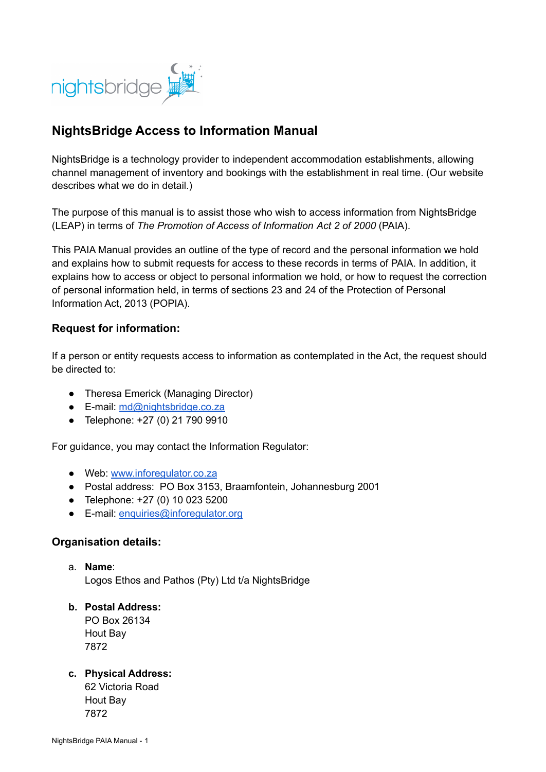# NightsBridge Access to Information Manual

NightsBridge is a technology provider to independent accommodation establishments, allowing channel management of inventory and bookings with the establishment in real time. (Our website describes what we do in detail.)

The purpose of this manual is to assist those who wish to access information from NightsBridge (LEAP) in terms of *The Promotion of Access of Information Act 2 of 2000* (PAIA).

This PAIA Manual provides an outline of the type of record and the personal information we hold and explains how to submit requests for access to these records in terms of PAIA. In addition, it explains how to access or object to personal information we hold, or how to request the correction of personal information held, in terms of sections 23 and 24 of the Protection of Personal Information Act, 2013 (POPIA).

### Request for information:

If a person or entity requests access to information as contemplated in the Act, the request should be directed to:

- Theresa Emerick (Managing Director)
- E-mail: md@nightsbridge.co.za
- Telephone: +27 (0) 21 790 9910

For guidance, you may contact the Information Regulator:

- Web: www.inforegulator.co.za
- Postal address: PO Box 3153, Braamfontein, Johannesburg 2001
- Telephone: +27 (0) 10 023 5200
- E-mail: enquiries@inforegulator.org

### Organisation details:

a. **Name**:
   Logos Ethos and Pathos (Pty) Ltd t/a NightsBridge

b. **Postal Address:**
   PO Box 26134
   Hout Bay
   7872

c. **Physical Address:**
   62 Victoria Road
   Hout Bay
   7872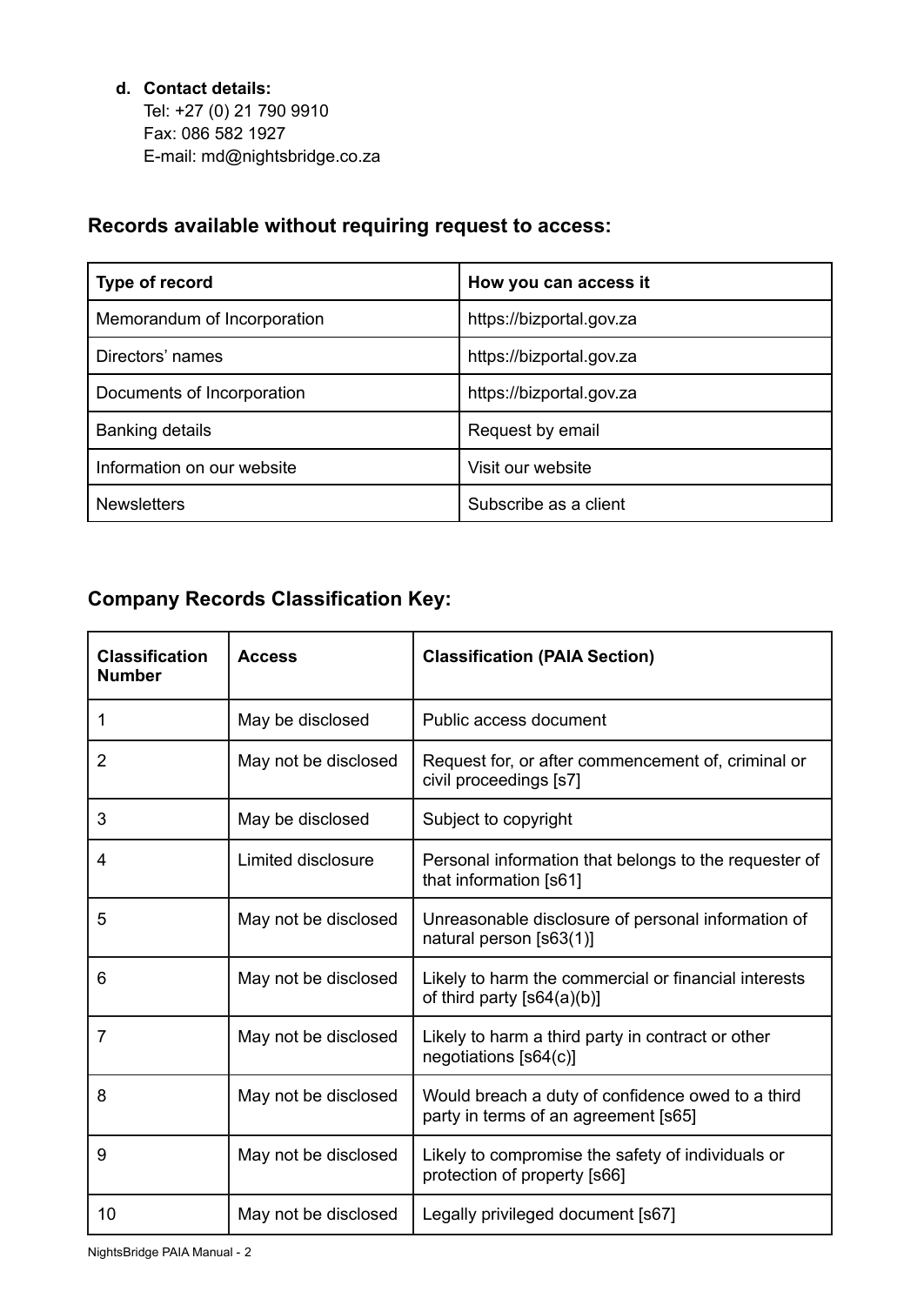**d. Contact details:**
Tel: +27 (0) 21 790 9910
Fax: 086 582 1927
E-mail: md@nightsbridge.co.za

## Records available without requiring request to access:

| Type of record | How you can access it |
| --- | --- |
| Memorandum of Incorporation | https://bizportal.gov.za |
| Directors' names | https://bizportal.gov.za |
| Documents of Incorporation | https://bizportal.gov.za |
| Banking details | Request by email |
| Information on our website | Visit our website |
| Newsletters | Subscribe as a client |

## Company Records Classification Key:

| Classification Number | Access | Classification (PAIA Section) |
| --- | --- | --- |
| 1 | May be disclosed | Public access document |
| 2 | May not be disclosed | Request for, or after commencement of, criminal or civil proceedings [s7] |
| 3 | May be disclosed | Subject to copyright |
| 4 | Limited disclosure | Personal information that belongs to the requester of that information [s61] |
| 5 | May not be disclosed | Unreasonable disclosure of personal information of natural person [s63(1)] |
| 6 | May not be disclosed | Likely to harm the commercial or financial interests of third party [s64(a)(b)] |
| 7 | May not be disclosed | Likely to harm a third party in contract or other negotiations [s64(c)] |
| 8 | May not be disclosed | Would breach a duty of confidence owed to a third party in terms of an agreement [s65] |
| 9 | May not be disclosed | Likely to compromise the safety of individuals or protection of property [s66] |
| 10 | May not be disclosed | Legally privileged document [s67] |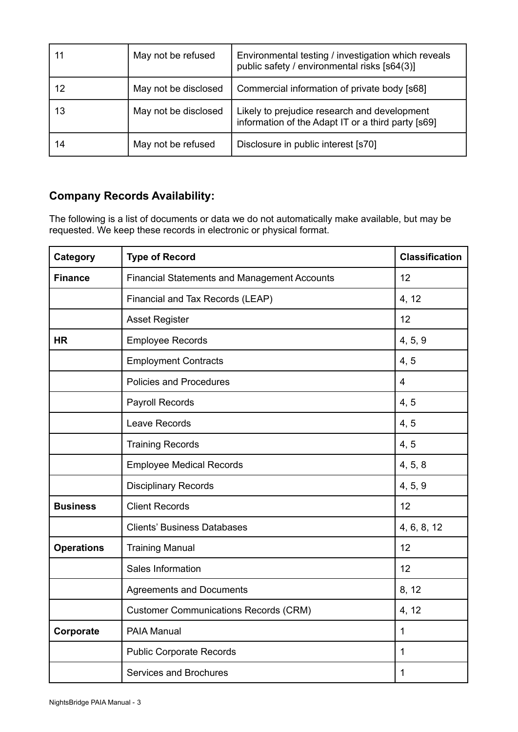| 11 | May not be refused | Environmental testing / investigation which reveals public safety / environmental risks [s64(3)] |
|---|---|---|
| 12 | May not be disclosed | Commercial information of private body [s68] |
| 13 | May not be disclosed | Likely to prejudice research and development information of the Adapt IT or a third party [s69] |
| 14 | May not be refused | Disclosure in public interest [s70] |

## Company Records Availability:

The following is a list of documents or data we do not automatically make available, but may be requested. We keep these records in electronic or physical format.

| Category | Type of Record | Classification |
|---|---|---|
| **Finance** | Financial Statements and Management Accounts | 12 |
| | Financial and Tax Records (LEAP) | 4, 12 |
| | Asset Register | 12 |
| **HR** | Employee Records | 4, 5, 9 |
| | Employment Contracts | 4, 5 |
| | Policies and Procedures | 4 |
| | Payroll Records | 4, 5 |
| | Leave Records | 4, 5 |
| | Training Records | 4, 5 |
| | Employee Medical Records | 4, 5, 8 |
| | Disciplinary Records | 4, 5, 9 |
| **Business** | Client Records | 12 |
| | Clients' Business Databases | 4, 6, 8, 12 |
| **Operations** | Training Manual | 12 |
| | Sales Information | 12 |
| | Agreements and Documents | 8, 12 |
| | Customer Communications Records (CRM) | 4, 12 |
| **Corporate** | PAIA Manual | 1 |
| | Public Corporate Records | 1 |
| | Services and Brochures | 1 |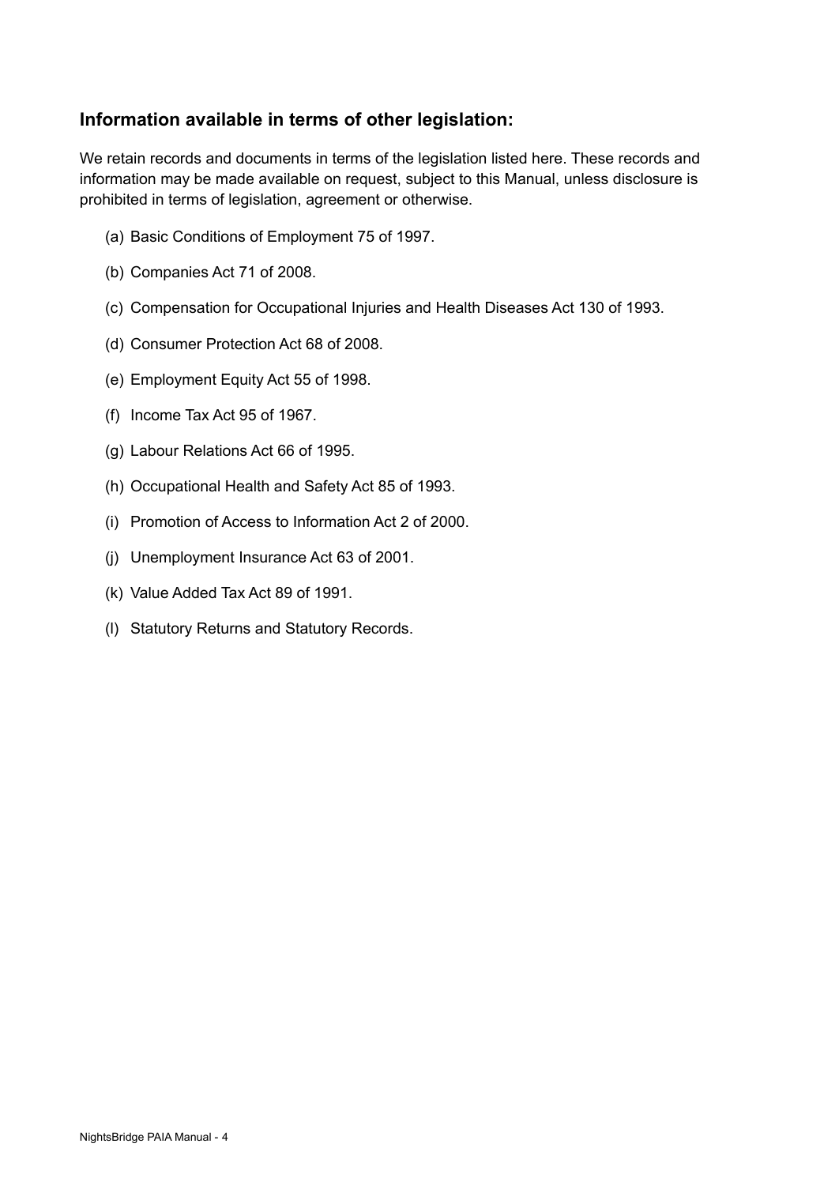## Information available in terms of other legislation:

We retain records and documents in terms of the legislation listed here. These records and information may be made available on request, subject to this Manual, unless disclosure is prohibited in terms of legislation, agreement or otherwise.

(a) Basic Conditions of Employment 75 of 1997.

(b) Companies Act 71 of 2008.

(c) Compensation for Occupational Injuries and Health Diseases Act 130 of 1993.

(d) Consumer Protection Act 68 of 2008.

(e) Employment Equity Act 55 of 1998.

(f) Income Tax Act 95 of 1967.

(g) Labour Relations Act 66 of 1995.

(h) Occupational Health and Safety Act 85 of 1993.

(i) Promotion of Access to Information Act 2 of 2000.

(j) Unemployment Insurance Act 63 of 2001.

(k) Value Added Tax Act 89 of 1991.

(l) Statutory Returns and Statutory Records.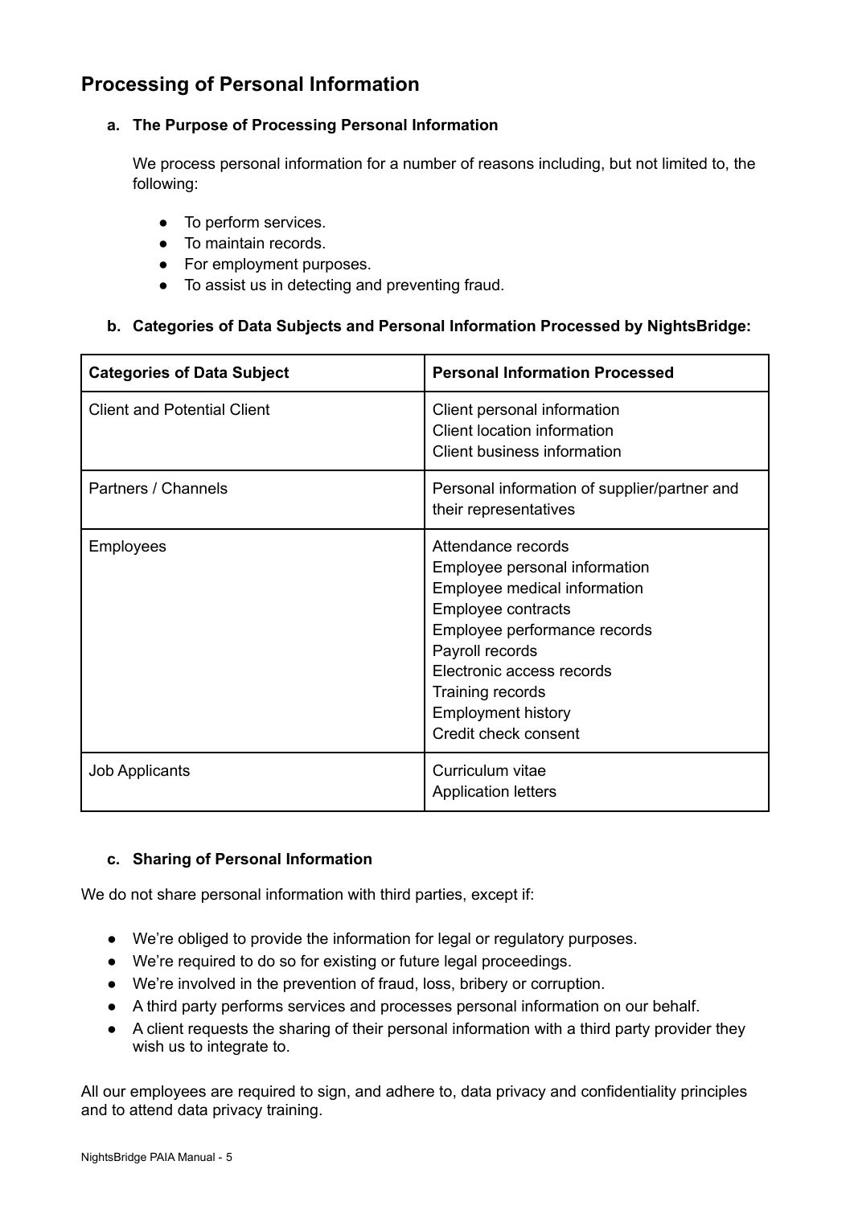## Processing of Personal Information

### a. The Purpose of Processing Personal Information

We process personal information for a number of reasons including, but not limited to, the following:

- To perform services.
- To maintain records.
- For employment purposes.
- To assist us in detecting and preventing fraud.

### b. Categories of Data Subjects and Personal Information Processed by NightsBridge:

| Categories of Data Subject | Personal Information Processed |
|---|---|
| Client and Potential Client | Client personal information<br>Client location information<br>Client business information |
| Partners / Channels | Personal information of supplier/partner and their representatives |
| Employees | Attendance records<br>Employee personal information<br>Employee medical information<br>Employee contracts<br>Employee performance records<br>Payroll records<br>Electronic access records<br>Training records<br>Employment history<br>Credit check consent |
| Job Applicants | Curriculum vitae<br>Application letters |

### c. Sharing of Personal Information

We do not share personal information with third parties, except if:

- We're obliged to provide the information for legal or regulatory purposes.
- We're required to do so for existing or future legal proceedings.
- We're involved in the prevention of fraud, loss, bribery or corruption.
- A third party performs services and processes personal information on our behalf.
- A client requests the sharing of their personal information with a third party provider they wish us to integrate to.

All our employees are required to sign, and adhere to, data privacy and confidentiality principles and to attend data privacy training.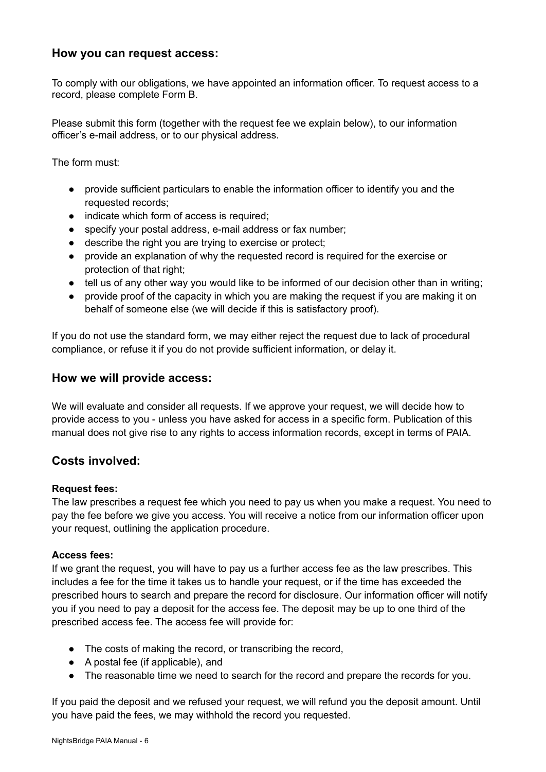## How you can request access:

To comply with our obligations, we have appointed an information officer. To request access to a record, please complete Form B.

Please submit this form (together with the request fee we explain below), to our information officer's e-mail address, or to our physical address.

The form must:

- provide sufficient particulars to enable the information officer to identify you and the requested records;
- indicate which form of access is required;
- specify your postal address, e-mail address or fax number;
- describe the right you are trying to exercise or protect;
- provide an explanation of why the requested record is required for the exercise or protection of that right;
- tell us of any other way you would like to be informed of our decision other than in writing;
- provide proof of the capacity in which you are making the request if you are making it on behalf of someone else (we will decide if this is satisfactory proof).

If you do not use the standard form, we may either reject the request due to lack of procedural compliance, or refuse it if you do not provide sufficient information, or delay it.

## How we will provide access:

We will evaluate and consider all requests. If we approve your request, we will decide how to provide access to you - unless you have asked for access in a specific form. Publication of this manual does not give rise to any rights to access information records, except in terms of PAIA.

## Costs involved:

**Request fees:**
The law prescribes a request fee which you need to pay us when you make a request. You need to pay the fee before we give you access. You will receive a notice from our information officer upon your request, outlining the application procedure.

**Access fees:**
If we grant the request, you will have to pay us a further access fee as the law prescribes. This includes a fee for the time it takes us to handle your request, or if the time has exceeded the prescribed hours to search and prepare the record for disclosure. Our information officer will notify you if you need to pay a deposit for the access fee. The deposit may be up to one third of the prescribed access fee. The access fee will provide for:

- The costs of making the record, or transcribing the record,
- A postal fee (if applicable), and
- The reasonable time we need to search for the record and prepare the records for you.

If you paid the deposit and we refused your request, we will refund you the deposit amount. Until you have paid the fees, we may withhold the record you requested.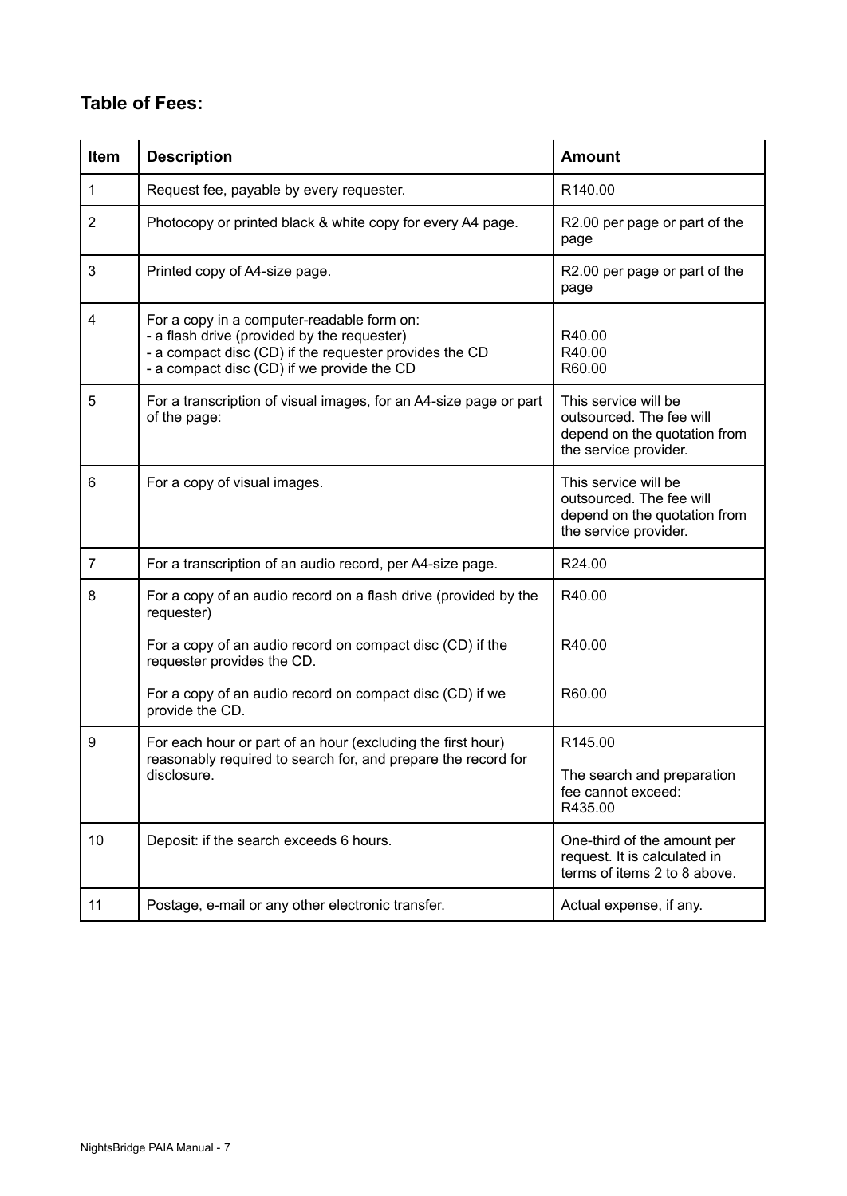## Table of Fees:

| Item | Description | Amount |
|---|---|---|
| 1 | Request fee, payable by every requester. | R140.00 |
| 2 | Photocopy or printed black & white copy for every A4 page. | R2.00 per page or part of the page |
| 3 | Printed copy of A4-size page. | R2.00 per page or part of the page |
| 4 | For a copy in a computer-readable form on:<br>- a flash drive (provided by the requester)<br>- a compact disc (CD) if the requester provides the CD<br>- a compact disc (CD) if we provide the CD | <br>R40.00<br>R40.00<br>R60.00 |
| 5 | For a transcription of visual images, for an A4-size page or part of the page: | This service will be outsourced. The fee will depend on the quotation from the service provider. |
| 6 | For a copy of visual images. | This service will be outsourced. The fee will depend on the quotation from the service provider. |
| 7 | For a transcription of an audio record, per A4-size page. | R24.00 |
| 8 | For a copy of an audio record on a flash drive (provided by the requester)<br><br>For a copy of an audio record on compact disc (CD) if the requester provides the CD.<br><br>For a copy of an audio record on compact disc (CD) if we provide the CD. | R40.00<br><br>R40.00<br><br>R60.00 |
| 9 | For each hour or part of an hour (excluding the first hour) reasonably required to search for, and prepare the record for disclosure. | R145.00<br><br>The search and preparation fee cannot exceed: R435.00 |
| 10 | Deposit: if the search exceeds 6 hours. | One-third of the amount per request. It is calculated in terms of items 2 to 8 above. |
| 11 | Postage, e-mail or any other electronic transfer. | Actual expense, if any. |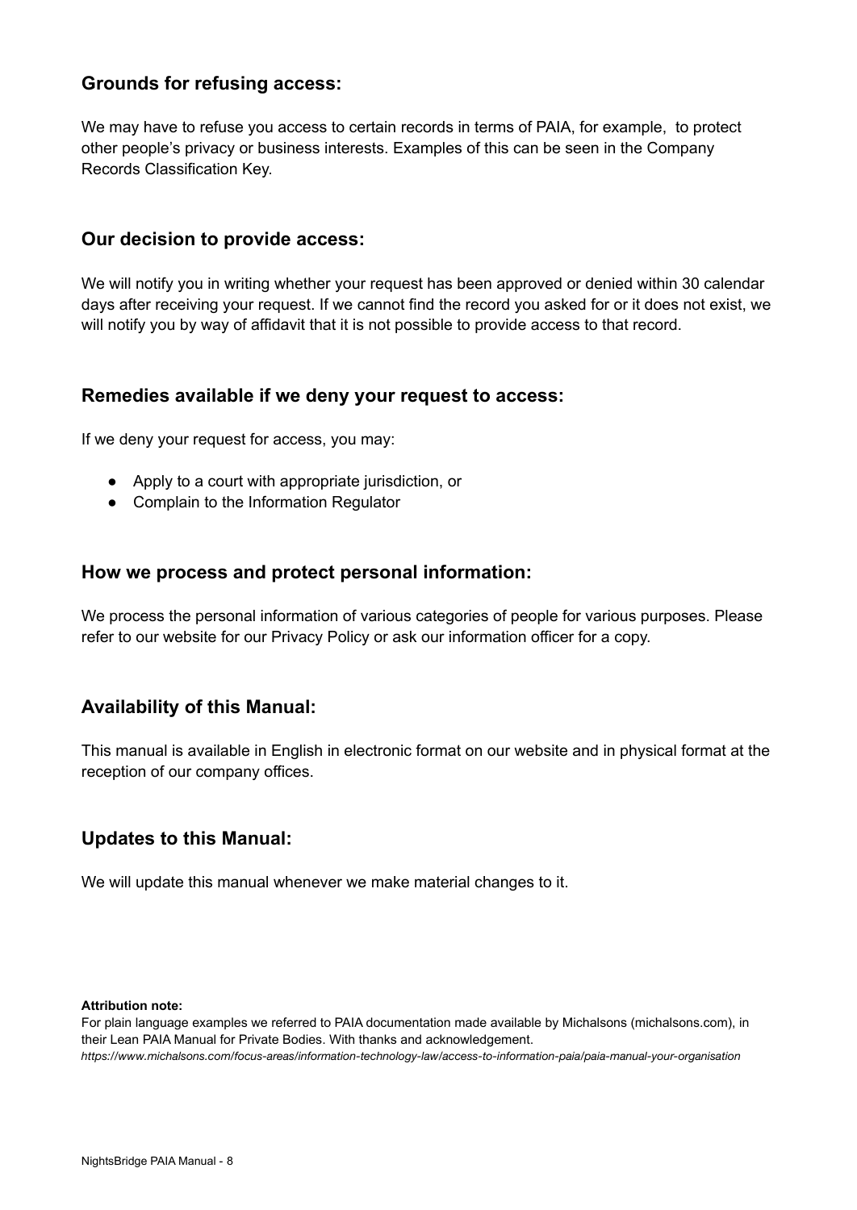## Grounds for refusing access:

We may have to refuse you access to certain records in terms of PAIA, for example, to protect other people's privacy or business interests. Examples of this can be seen in the Company Records Classification Key.

## Our decision to provide access:

We will notify you in writing whether your request has been approved or denied within 30 calendar days after receiving your request. If we cannot find the record you asked for or it does not exist, we will notify you by way of affidavit that it is not possible to provide access to that record.

## Remedies available if we deny your request to access:

If we deny your request for access, you may:

- Apply to a court with appropriate jurisdiction, or
- Complain to the Information Regulator

## How we process and protect personal information:

We process the personal information of various categories of people for various purposes. Please refer to our website for our Privacy Policy or ask our information officer for a copy.

## Availability of this Manual:

This manual is available in English in electronic format on our website and in physical format at the reception of our company offices.

## Updates to this Manual:

We will update this manual whenever we make material changes to it.

**Attribution note:**

For plain language examples we referred to PAIA documentation made available by Michalsons (michalsons.com), in their Lean PAIA Manual for Private Bodies. With thanks and acknowledgement.

*https://www.michalsons.com/focus-areas/information-technology-law/access-to-information-paia/paia-manual-your-organisation*